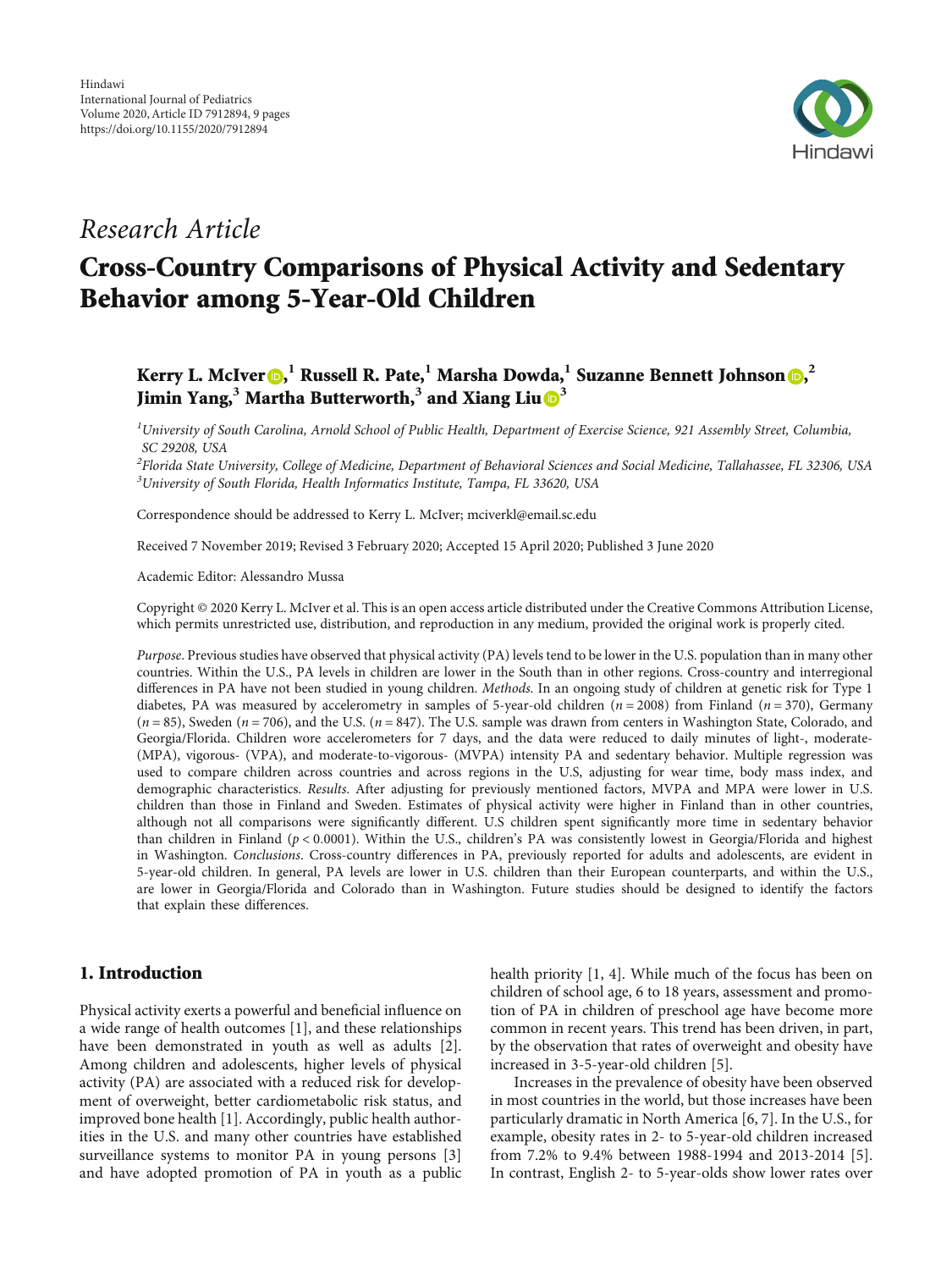*Research Article*

# Cross-Country Comparisons of Physical Activity and Sedentary Behavior among 5-Year-Old Children

**Kerry L. McIver**,[1] **Russell R. Pate**,[1] **Marsha Dowda**,[1] **Suzanne Bennett Johnson**,[2] **Jimin Yang**,[3] **Martha Butterworth**,[3] **and Xiang Liu**[3]

[1]University of South Carolina, Arnold School of Public Health, Department of Exercise Science, 921 Assembly Street, Columbia, SC 29208, USA

[2]Florida State University, College of Medicine, Department of Behavioral Sciences and Social Medicine, Tallahassee, FL 32306, USA

[3]University of South Florida, Health Informatics Institute, Tampa, FL 33620, USA

Correspondence should be addressed to Kerry L. McIver; mciverkl@email.sc.edu

Received 7 November 2019; Revised 3 February 2020; Accepted 15 April 2020; Published 3 June 2020

Academic Editor: Alessandro Mussa

Copyright © 2020 Kerry L. McIver et al. This is an open access article distributed under the Creative Commons Attribution License, which permits unrestricted use, distribution, and reproduction in any medium, provided the original work is properly cited.

*Purpose*. Previous studies have observed that physical activity (PA) levels tend to be lower in the U.S. population than in many other countries. Within the U.S., PA levels in children are lower in the South than in other regions. Cross-country and interregional differences in PA have not been studied in young children. *Methods*. In an ongoing study of children at genetic risk for Type 1 diabetes, PA was measured by accelerometry in samples of 5-year-old children ($n = 2008$) from Finland ($n = 370$), Germany ($n = 85$), Sweden ($n = 706$), and the U.S. ($n = 847$). The U.S. sample was drawn from centers in Washington State, Colorado, and Georgia/Florida. Children wore accelerometers for 7 days, and the data were reduced to daily minutes of light-, moderate- (MPA), vigorous- (VPA), and moderate-to-vigorous- (MVPA) intensity PA and sedentary behavior. Multiple regression was used to compare children across countries and across regions in the U.S, adjusting for wear time, body mass index, and demographic characteristics. *Results*. After adjusting for previously mentioned factors, MVPA and MPA were lower in U.S. children than those in Finland and Sweden. Estimates of physical activity were higher in Finland than in other countries, although not all comparisons were significantly different. U.S children spent significantly more time in sedentary behavior than children in Finland ($p < 0.0001$). Within the U.S., children's PA was consistently lowest in Georgia/Florida and highest in Washington. *Conclusions*. Cross-country differences in PA, previously reported for adults and adolescents, are evident in 5-year-old children. In general, PA levels are lower in U.S. children than their European counterparts, and within the U.S., are lower in Georgia/Florida and Colorado than in Washington. Future studies should be designed to identify the factors that explain these differences.

## 1. Introduction

Physical activity exerts a powerful and beneficial influence on a wide range of health outcomes [1], and these relationships have been demonstrated in youth as well as adults [2]. Among children and adolescents, higher levels of physical activity (PA) are associated with a reduced risk for development of overweight, better cardiometabolic risk status, and improved bone health [1]. Accordingly, public health authorities in the U.S. and many other countries have established surveillance systems to monitor PA in young persons [3] and have adopted promotion of PA in youth as a public health priority [1, 4]. While much of the focus has been on children of school age, 6 to 18 years, assessment and promotion of PA in children of preschool age have become more common in recent years. This trend has been driven, in part, by the observation that rates of overweight and obesity have increased in 3-5-year-old children [5].

Increases in the prevalence of obesity have been observed in most countries in the world, but those increases have been particularly dramatic in North America [6, 7]. In the U.S., for example, obesity rates in 2- to 5-year-old children increased from 7.2% to 9.4% between 1988-1994 and 2013-2014 [5]. In contrast, English 2- to 5-year-olds show lower rates over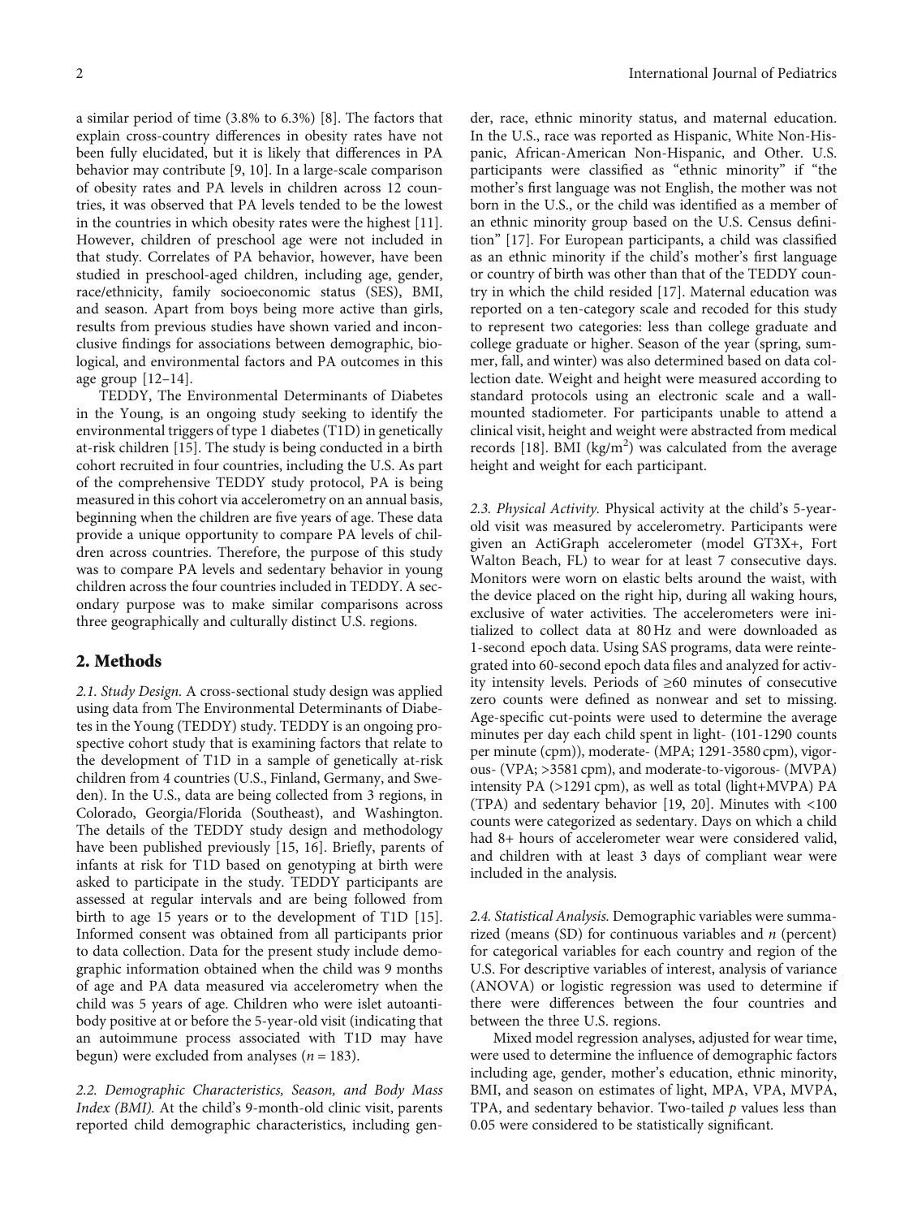a similar period of time (3.8% to 6.3%) [8]. The factors that explain cross-country differences in obesity rates have not been fully elucidated, but it is likely that differences in PA behavior may contribute [9, 10]. In a large-scale comparison of obesity rates and PA levels in children across 12 countries, it was observed that PA levels tended to be the lowest in the countries in which obesity rates were the highest [11]. However, children of preschool age were not included in that study. Correlates of PA behavior, however, have been studied in preschool-aged children, including age, gender, race/ethnicity, family socioeconomic status (SES), BMI, and season. Apart from boys being more active than girls, results from previous studies have shown varied and inconclusive findings for associations between demographic, biological, and environmental factors and PA outcomes in this age group [12–14].

TEDDY, The Environmental Determinants of Diabetes in the Young, is an ongoing study seeking to identify the environmental triggers of type 1 diabetes (T1D) in genetically at-risk children [15]. The study is being conducted in a birth cohort recruited in four countries, including the U.S. As part of the comprehensive TEDDY study protocol, PA is being measured in this cohort via accelerometry on an annual basis, beginning when the children are five years of age. These data provide a unique opportunity to compare PA levels of children across countries. Therefore, the purpose of this study was to compare PA levels and sedentary behavior in young children across the four countries included in TEDDY. A secondary purpose was to make similar comparisons across three geographically and culturally distinct U.S. regions.

## 2. Methods

*2.1. Study Design.* A cross-sectional study design was applied using data from The Environmental Determinants of Diabetes in the Young (TEDDY) study. TEDDY is an ongoing prospective cohort study that is examining factors that relate to the development of T1D in a sample of genetically at-risk children from 4 countries (U.S., Finland, Germany, and Sweden). In the U.S., data are being collected from 3 regions, in Colorado, Georgia/Florida (Southeast), and Washington. The details of the TEDDY study design and methodology have been published previously [15, 16]. Briefly, parents of infants at risk for T1D based on genotyping at birth were asked to participate in the study. TEDDY participants are assessed at regular intervals and are being followed from birth to age 15 years or to the development of T1D [15]. Informed consent was obtained from all participants prior to data collection. Data for the present study include demographic information obtained when the child was 9 months of age and PA data measured via accelerometry when the child was 5 years of age. Children who were islet autoantibody positive at or before the 5-year-old visit (indicating that an autoimmune process associated with T1D may have begun) were excluded from analyses ($n = 183$).

*2.2. Demographic Characteristics, Season, and Body Mass Index (BMI).* At the child's 9-month-old clinic visit, parents reported child demographic characteristics, including gender, race, ethnic minority status, and maternal education. In the U.S., race was reported as Hispanic, White Non-Hispanic, African-American Non-Hispanic, and Other. U.S. participants were classified as "ethnic minority" if "the mother's first language was not English, the mother was not born in the U.S., or the child was identified as a member of an ethnic minority group based on the U.S. Census definition" [17]. For European participants, a child was classified as an ethnic minority if the child's mother's first language or country of birth was other than that of the TEDDY country in which the child resided [17]. Maternal education was reported on a ten-category scale and recoded for this study to represent two categories: less than college graduate and college graduate or higher. Season of the year (spring, summer, fall, and winter) was also determined based on data collection date. Weight and height were measured according to standard protocols using an electronic scale and a wall-mounted stadiometer. For participants unable to attend a clinical visit, height and weight were abstracted from medical records [18]. BMI ($kg/m^2$) was calculated from the average height and weight for each participant.

*2.3. Physical Activity.* Physical activity at the child's 5-year-old visit was measured by accelerometry. Participants were given an ActiGraph accelerometer (model GT3X+, Fort Walton Beach, FL) to wear for at least 7 consecutive days. Monitors were worn on elastic belts around the waist, with the device placed on the right hip, during all waking hours, exclusive of water activities. The accelerometers were initialized to collect data at 80 Hz and were downloaded as 1-second epoch data. Using SAS programs, data were reintegrated into 60-second epoch data files and analyzed for activity intensity levels. Periods of ≥60 minutes of consecutive zero counts were defined as nonwear and set to missing. Age-specific cut-points were used to determine the average minutes per day each child spent in light- (101-1290 counts per minute (cpm)), moderate- (MPA; 1291-3580 cpm), vigorous- (VPA; >3581 cpm), and moderate-to-vigorous- (MVPA) intensity PA (>1291 cpm), as well as total (light+MVPA) PA (TPA) and sedentary behavior [19, 20]. Minutes with <100 counts were categorized as sedentary. Days on which a child had 8+ hours of accelerometer wear were considered valid, and children with at least 3 days of compliant wear were included in the analysis.

*2.4. Statistical Analysis.* Demographic variables were summarized (means (SD) for continuous variables and $n$ (percent) for categorical variables for each country and region of the U.S. For descriptive variables of interest, analysis of variance (ANOVA) or logistic regression was used to determine if there were differences between the four countries and between the three U.S. regions.

Mixed model regression analyses, adjusted for wear time, were used to determine the influence of demographic factors including age, gender, mother's education, ethnic minority, BMI, and season on estimates of light, MPA, VPA, MVPA, TPA, and sedentary behavior. Two-tailed $p$ values less than 0.05 were considered to be statistically significant.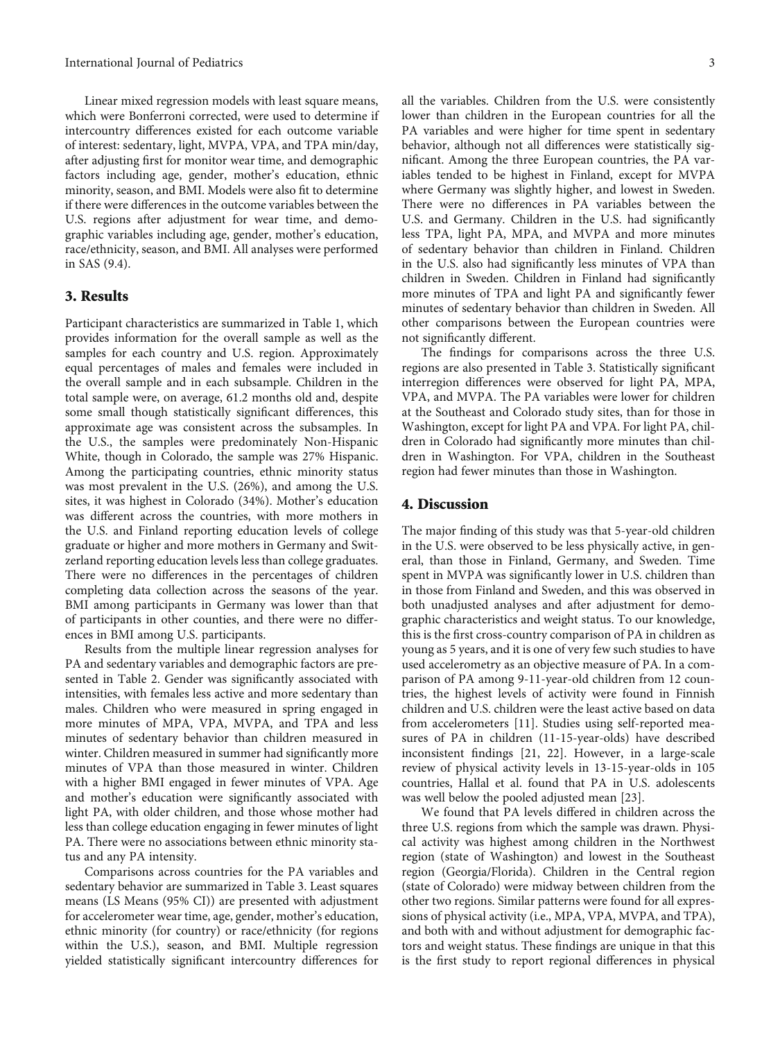Linear mixed regression models with least square means, which were Bonferroni corrected, were used to determine if intercountry differences existed for each outcome variable of interest: sedentary, light, MVPA, VPA, and TPA min/day, after adjusting first for monitor wear time, and demographic factors including age, gender, mother's education, ethnic minority, season, and BMI. Models were also fit to determine if there were differences in the outcome variables between the U.S. regions after adjustment for wear time, and demographic variables including age, gender, mother's education, race/ethnicity, season, and BMI. All analyses were performed in SAS (9.4).

## 3. Results

Participant characteristics are summarized in Table 1, which provides information for the overall sample as well as the samples for each country and U.S. region. Approximately equal percentages of males and females were included in the overall sample and in each subsample. Children in the total sample were, on average, 61.2 months old and, despite some small though statistically significant differences, this approximate age was consistent across the subsamples. In the U.S., the samples were predominately Non-Hispanic White, though in Colorado, the sample was 27% Hispanic. Among the participating countries, ethnic minority status was most prevalent in the U.S. (26%), and among the U.S. sites, it was highest in Colorado (34%). Mother's education was different across the countries, with more mothers in the U.S. and Finland reporting education levels of college graduate or higher and more mothers in Germany and Switzerland reporting education levels less than college graduates. There were no differences in the percentages of children completing data collection across the seasons of the year. BMI among participants in Germany was lower than that of participants in other counties, and there were no differences in BMI among U.S. participants.

Results from the multiple linear regression analyses for PA and sedentary variables and demographic factors are presented in Table 2. Gender was significantly associated with intensities, with females less active and more sedentary than males. Children who were measured in spring engaged in more minutes of MPA, VPA, MVPA, and TPA and less minutes of sedentary behavior than children measured in winter. Children measured in summer had significantly more minutes of VPA than those measured in winter. Children with a higher BMI engaged in fewer minutes of VPA. Age and mother's education were significantly associated with light PA, with older children, and those whose mother had less than college education engaging in fewer minutes of light PA. There were no associations between ethnic minority status and any PA intensity.

Comparisons across countries for the PA variables and sedentary behavior are summarized in Table 3. Least squares means (LS Means (95% CI)) are presented with adjustment for accelerometer wear time, age, gender, mother's education, ethnic minority (for country) or race/ethnicity (for regions within the U.S.), season, and BMI. Multiple regression yielded statistically significant intercountry differences for all the variables. Children from the U.S. were consistently lower than children in the European countries for all the PA variables and were higher for time spent in sedentary behavior, although not all differences were statistically significant. Among the three European countries, the PA variables tended to be highest in Finland, except for MVPA where Germany was slightly higher, and lowest in Sweden. There were no differences in PA variables between the U.S. and Germany. Children in the U.S. had significantly less TPA, light PA, MPA, and MVPA and more minutes of sedentary behavior than children in Finland. Children in the U.S. also had significantly less minutes of VPA than children in Sweden. Children in Finland had significantly more minutes of TPA and light PA and significantly fewer minutes of sedentary behavior than children in Sweden. All other comparisons between the European countries were not significantly different.

The findings for comparisons across the three U.S. regions are also presented in Table 3. Statistically significant interregion differences were observed for light PA, MPA, VPA, and MVPA. The PA variables were lower for children at the Southeast and Colorado study sites, than for those in Washington, except for light PA and VPA. For light PA, children in Colorado had significantly more minutes than children in Washington. For VPA, children in the Southeast region had fewer minutes than those in Washington.

## 4. Discussion

The major finding of this study was that 5-year-old children in the U.S. were observed to be less physically active, in general, than those in Finland, Germany, and Sweden. Time spent in MVPA was significantly lower in U.S. children than in those from Finland and Sweden, and this was observed in both unadjusted analyses and after adjustment for demographic characteristics and weight status. To our knowledge, this is the first cross-country comparison of PA in children as young as 5 years, and it is one of very few such studies to have used accelerometry as an objective measure of PA. In a comparison of PA among 9-11-year-old children from 12 countries, the highest levels of activity were found in Finnish children and U.S. children were the least active based on data from accelerometers [11]. Studies using self-reported measures of PA in children (11-15-year-olds) have described inconsistent findings [21, 22]. However, in a large-scale review of physical activity levels in 13-15-year-olds in 105 countries, Hallal et al. found that PA in U.S. adolescents was well below the pooled adjusted mean [23].

We found that PA levels differed in children across the three U.S. regions from which the sample was drawn. Physical activity was highest among children in the Northwest region (state of Washington) and lowest in the Southeast region (Georgia/Florida). Children in the Central region (state of Colorado) were midway between children from the other two regions. Similar patterns were found for all expressions of physical activity (i.e., MPA, VPA, MVPA, and TPA), and both with and without adjustment for demographic factors and weight status. These findings are unique in that this is the first study to report regional differences in physical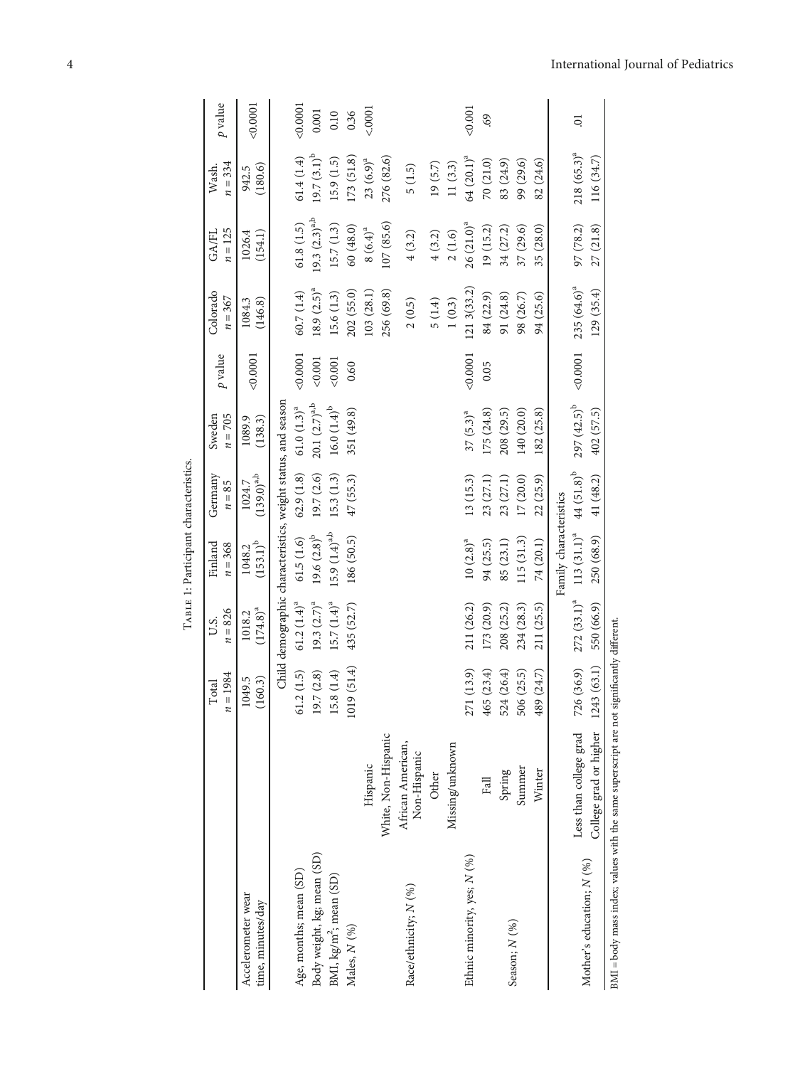Table 1: Participant characteristics.

| | | Total $n = 1984$ | U.S. $n = 826$ | Finland $n = 368$ | Germany $n = 85$ | Sweden $n = 705$ | $p$ value | Colorado $n = 367$ | GA/FL $n = 125$ | Wash. $n = 334$ | $p$ value |
|---|---|---|---|---|---|---|---|---|---|---|---|
| Accelerometer wear time, minutes/day | | 1049.5 (160.3) | 1018.2 (174.8)[a] | 1048.2 (153.1)[b] | 1024.7 (139.0)[a,b] | 1089.9 (138.3) | <0.0001 | 1084.3 (146.8) | 1026.4 (154.1) | 942.5 (180.6) | <0.0001 |
| Child demographic characteristics, weight status, and season | | | | | | | | | | | |
| Age, months; mean (SD) | | 61.2 (1.5) | 61.2 (1.4)[a] | 61.5 (1.6) | 62.9 (1.8) | 61.0 (1.3)[a] | <0.0001 | 60.7 (1.4) | 61.8 (1.5) | 61.4 (1.4) | <0.0001 |
| Body weight, kg; mean (SD) | | 19.7 (2.8) | 19.3 (2.7)[a] | 19.6 (2.8)[b] | 19.7 (2.6) | 20.1 (2.7)[a,b] | <0.001 | 18.9 (2.5)[a] | 19.3 (2.3)[a,b] | 19.7 (3.1)[b] | 0.001 |
| BMI, kg/m$^2$, mean (SD) | | 15.8 (1.4) | 15.7 (1.4)[a] | 15.9 (1.4)[a,b] | 15.3 (1.3) | 16.0 (1.4)[b] | <0.001 | 15.6 (1.3) | 15.7 (1.3) | 15.9 (1.5) | 0.10 |
| Males, $N$ (%) | | 1019 (51.4) | 435 (52.7) | 186 (50.5) | 47 (55.3) | 351 (49.8) | 0.60 | 202 (55.0) | 60 (48.0) | 173 (51.8) | 0.36 |
| Race/ethnicity; $N$ (%) | Hispanic | | | | | | | 103 (28.1) | 8 (6.4)[a] | 23 (6.9)[a] | <.0001 |
| | White, Non-Hispanic | | | | | | | 256 (69.8) | 107 (85.6) | 276 (82.6) | |
| | African American, Non-Hispanic | | | | | | | 2 (0.5) | 4 (3.2) | 5 (1.5) | |
| | Other | | | | | | | 5 (1.4) | 4 (3.2) | 19 (5.7) | |
| | Missing/unknown | | | | | | | 1 (0.3) | 2 (1.6) | 11 (3.3) | |
| Ethnic minority, yes; $N$ (%) | | 271 (13.9) | 211 (26.2) | 10 (2.8)[a] | 13 (15.3) | 37 (5.3)[a] | <0.0001 | 121 3(33.2) | 26 (21.0)[a] | 64 (20.1)[a] | <0.001 |
| Season; $N$ (%) | Fall | 465 (23.4) | 173 (20.9) | 94 (25.5) | 23 (27.1) | 175 (24.8) | 0.05 | 84 (22.9) | 19 (15.2) | 70 (21.0) | .69 |
| | Spring | 524 (26.4) | 208 (25.2) | 85 (23.1) | 23 (27.1) | 208 (29.5) | | 91 (24.8) | 34 (27.2) | 83 (24.9) | |
| | Summer | 506 (25.5) | 234 (28.3) | 115 (31.3) | 17 (20.0) | 140 (20.0) | | 98 (26.7) | 37 (29.6) | 99 (29.6) | |
| | Winter | 489 (24.7) | 211 (25.5) | 74 (20.1) | 22 (25.9) | 182 (25.8) | | 94 (25.6) | 35 (28.0) | 82 (24.6) | |
| Family characteristics | | | | | | | | | | | |
| Mother's education; $N$ (%) | Less than college grad | 726 (36.9) | 272 (33.1)[a] | 113 (31.1)[a] | 44 (51.8)[b] | 297 (42.5)[b] | <0.0001 | 235 (64.6)[a] | 97 (78.2) | 218 (65.3)[a] | .01 |
| | College grad or higher | 1243 (63.1) | 550 (66.9) | 250 (68.9) | 41 (48.2) | 402 (57.5) | | 129 (35.4) | 27 (21.8) | 116 (34.7) | |

BMI = body mass index; values with the same superscript are not significantly different.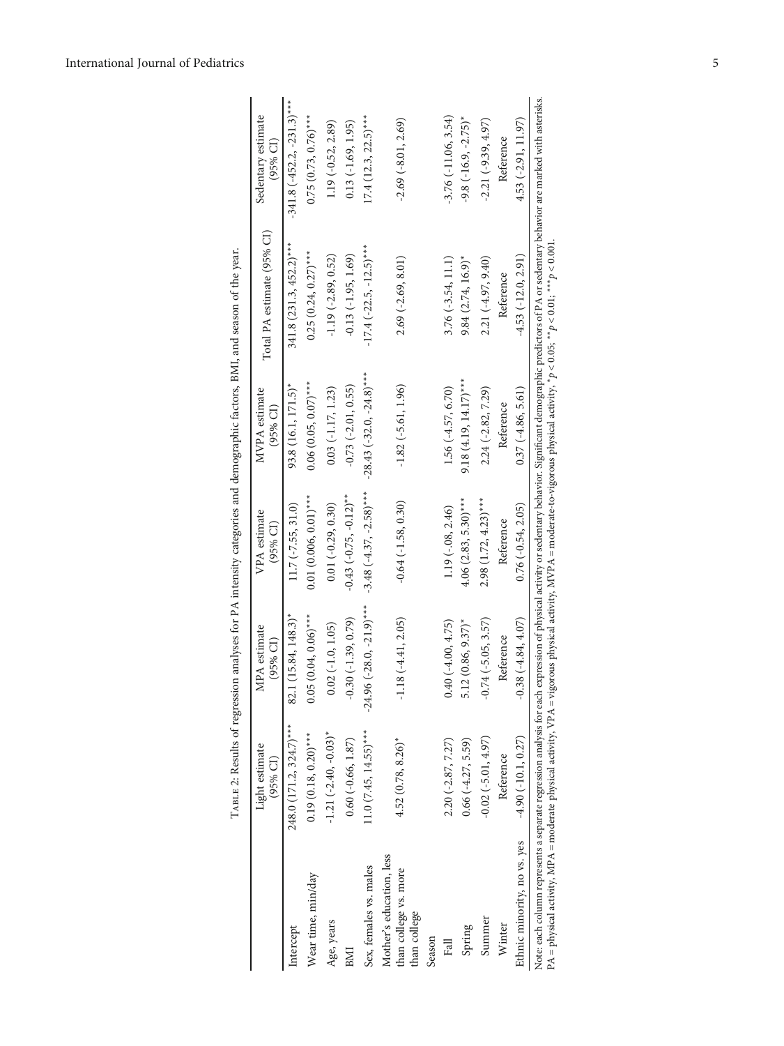Table 2: Results of regression analyses for PA intensity categories and demographic factors, BMI, and season of the year.

| | Light estimate (95% CI) | MPA estimate (95% CI) | VPA estimate (95% CI) | MVPA estimate (95% CI) | Total PA estimate (95% CI) | Sedentary estimate (95% CI) |
|---|---|---|---|---|---|---|
| Intercept | 248.0 (171.2, 324.7)*** | 82.1 (15.84, 148.3)* | 11.7 (-7.55, 31.0) | 93.8 (16.1, 171.5)* | 341.8 (231.3, 452.2)*** | -341.8 (-452.2, -231.3)*** |
| Wear time, min/day | 0.19 (0.18, 0.20)*** | 0.05 (0.04, 0.06)*** | 0.01 (0.006, 0.01)*** | 0.06 (0.05, 0.07)*** | 0.25 (0.24, 0.27)*** | 0.75 (0.73, 0.76)*** |
| Age, years | -1.21 (-2.40, -0.03)* | 0.02 (-1.0, 1.05) | 0.01 (-0.29, 0.30) | 0.03 (-1.17, 1.23) | -1.19 (-2.89, 0.52) | 1.19 (-0.52, 2.89) |
| BMI | 0.60 (-0.66, 1.87) | -0.30 (-1.39, 0.79) | -0.43 (-0.75, -0.12)** | -0.73 (-2.01, 0.55) | -0.13 (-1.95, 1.69) | 0.13 (-1.69, 1.95) |
| Sex, females vs. males | 11.0 (7.45, 14.55)*** | -24.96 (-28.0, -21.9)*** | -3.48 (-4.37, -2.58)*** | -28.43 (-32.0, -24.8)*** | -17.4 (-22.5, -12.5)*** | 17.4 (12.3, 22.5)*** |
| Mother's education, less than college vs. more than college | 4.52 (0.78, 8.26)* | -1.18 (-4.41, 2.05) | -0.64 (-1.58, 0.30) | -1.82 (-5.61, 1.96) | 2.69 (-2.69, 8.01) | -2.69 (-8.01, 2.69) |
| Season | | | | | | |
| Fall | 2.20 (-2.87, 7.27) | 0.40 (-4.00, 4.75) | 1.19 (-.08, 2.46) | 1.56 (-4.57, 6.70) | 3.76 (-3.54, 11.1) | -3.76 (-11.06, 3.54) |
| Spring | 0.66 (-4.27, 5.59) | 5.12 (0.86, 9.37)* | 4.06 (2.83, 5.30)*** | 9.18 (4.19, 14.17)*** | 9.84 (2.74, 16.9)* | -9.8 (-16.9, -2.75)* |
| Summer | -0.02 (-5.01, 4.97) | -0.74 (-5.05, 3.57) | 2.98 (1.72, 4.23)*** | 2.24 (-2.82, 7.29) | 2.21 (-4.97, 9.40) | -2.21 (-9.39, 4.97) |
| Winter | Reference | Reference | Reference | Reference | Reference | Reference |
| Ethnic minority, no vs. yes | -4.90 (-10.1, 0.27) | -0.38 (-4.84, 4.07) | 0.76 (-0.54, 2.05) | 0.37 (-4.86, 5.61) | -4.53 (-12.0, 2.91) | 4.53 (-2.91, 11.97) |

Note: each column represents a separate regression analysis for each expression of physical activity or sedentary behavior. Significant demographic predictors of PA or sedentary behavior are marked with asterisks. PA = physical activity, MPA = moderate physical activity, VPA = vigorous physical activity, MVPA = moderate-to-vigorous physical activity, $^{*}p < 0.05$; $^{**}p < 0.01$; $^{***}p < 0.001$.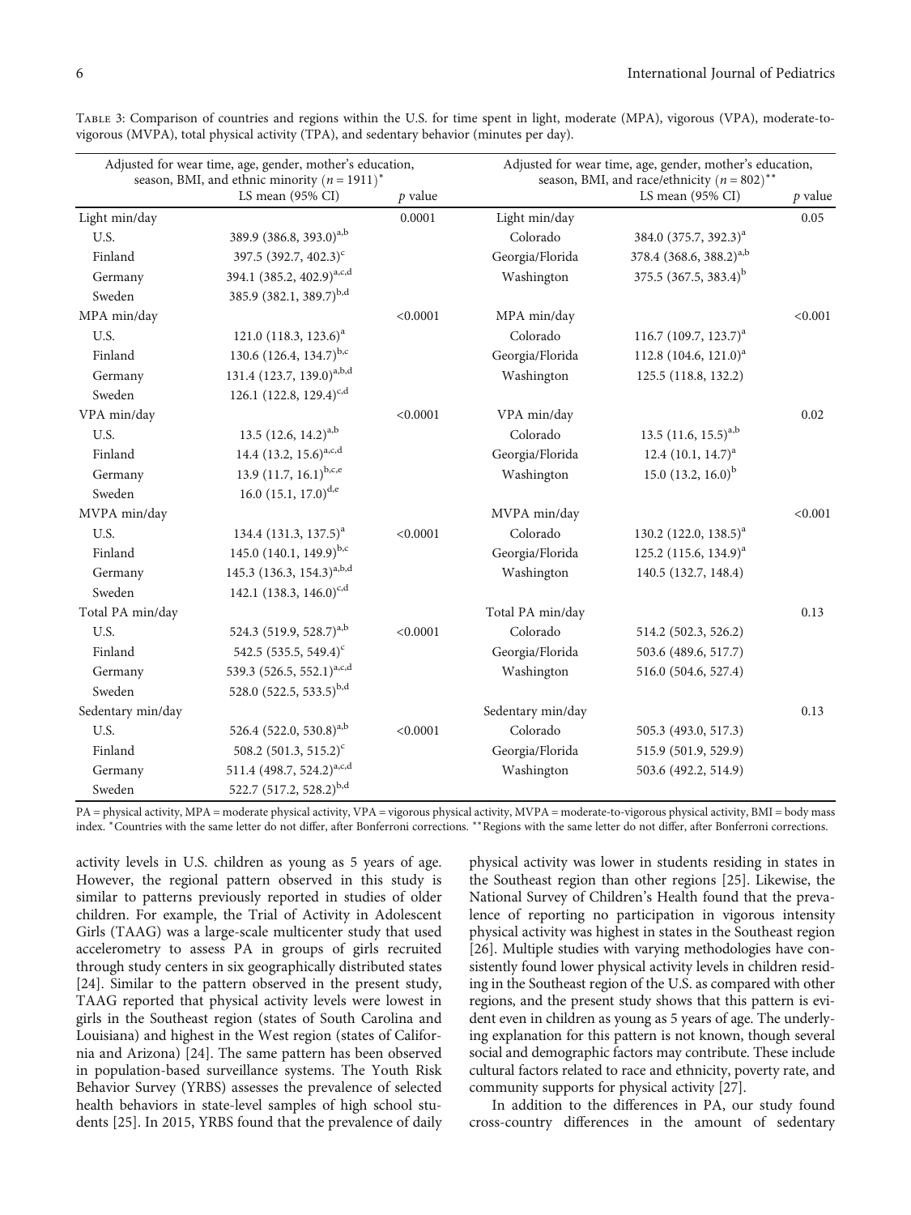Table 3: Comparison of countries and regions within the U.S. for time spent in light, moderate (MPA), vigorous (VPA), moderate-to-vigorous (MVPA), total physical activity (TPA), and sedentary behavior (minutes per day).

| Adjusted for wear time, age, gender, mother's education, season, BMI, and ethnic minority ($n = 1911$)* | | | Adjusted for wear time, age, gender, mother's education, season, BMI, and race/ethnicity ($n = 802$)** | | |
|---|---|---|---|---|---|
| | LS mean (95% CI) | $p$ value | | LS mean (95% CI) | $p$ value |
| Light min/day | | 0.0001 | Light min/day | | 0.05 |
| U.S. | 389.9 (386.8, 393.0)[a,b] | | Colorado | 384.0 (375.7, 392.3)[a] | |
| Finland | 397.5 (392.7, 402.3)[c] | | Georgia/Florida | 378.4 (368.6, 388.2)[a,b] | |
| Germany | 394.1 (385.2, 402.9)[a,c,d] | | Washington | 375.5 (367.5, 383.4)[b] | |
| Sweden | 385.9 (382.1, 389.7)[b,d] | | | | |
| MPA min/day | | <0.0001 | MPA min/day | | <0.001 |
| U.S. | 121.0 (118.3, 123.6)[a] | | Colorado | 116.7 (109.7, 123.7)[a] | |
| Finland | 130.6 (126.4, 134.7)[b,c] | | Georgia/Florida | 112.8 (104.6, 121.0)[a] | |
| Germany | 131.4 (123.7, 139.0)[a,b,d] | | Washington | 125.5 (118.8, 132.2) | |
| Sweden | 126.1 (122.8, 129.4)[c,d] | | | | |
| VPA min/day | | <0.0001 | VPA min/day | | 0.02 |
| U.S. | 13.5 (12.6, 14.2)[a,b] | | Colorado | 13.5 (11.6, 15.5)[a,b] | |
| Finland | 14.4 (13.2, 15.6)[a,c,d] | | Georgia/Florida | 12.4 (10.1, 14.7)[a] | |
| Germany | 13.9 (11.7, 16.1)[b,c,e] | | Washington | 15.0 (13.2, 16.0)[b] | |
| Sweden | 16.0 (15.1, 17.0)[d,e] | | | | |
| MVPA min/day | | | MVPA min/day | | <0.001 |
| U.S. | 134.4 (131.3, 137.5)[a] | <0.0001 | Colorado | 130.2 (122.0, 138.5)[a] | |
| Finland | 145.0 (140.1, 149.9)[b,c] | | Georgia/Florida | 125.2 (115.6, 134.9)[a] | |
| Germany | 145.3 (136.3, 154.3)[a,b,d] | | Washington | 140.5 (132.7, 148.4) | |
| Sweden | 142.1 (138.3, 146.0)[c,d] | | | | |
| Total PA min/day | | | Total PA min/day | | 0.13 |
| U.S. | 524.3 (519.9, 528.7)[a,b] | <0.0001 | Colorado | 514.2 (502.3, 526.2) | |
| Finland | 542.5 (535.5, 549.4)[c] | | Georgia/Florida | 503.6 (489.6, 517.7) | |
| Germany | 539.3 (526.5, 552.1)[a,c,d] | | Washington | 516.0 (504.6, 527.4) | |
| Sweden | 528.0 (522.5, 533.5)[b,d] | | | | |
| Sedentary min/day | | | Sedentary min/day | | 0.13 |
| U.S. | 526.4 (522.0, 530.8)[a,b] | <0.0001 | Colorado | 505.3 (493.0, 517.3) | |
| Finland | 508.2 (501.3, 515.2)[c] | | Georgia/Florida | 515.9 (501.9, 529.9) | |
| Germany | 511.4 (498.7, 524.2)[a,c,d] | | Washington | 503.6 (492.2, 514.9) | |
| Sweden | 522.7 (517.2, 528.2)[b,d] | | | | |

PA = physical activity, MPA = moderate physical activity, VPA = vigorous physical activity, MVPA = moderate-to-vigorous physical activity, BMI = body mass index. *Countries with the same letter do not differ, after Bonferroni corrections. **Regions with the same letter do not differ, after Bonferroni corrections.

activity levels in U.S. children as young as 5 years of age. However, the regional pattern observed in this study is similar to patterns previously reported in studies of older children. For example, the Trial of Activity in Adolescent Girls (TAAG) was a large-scale multicenter study that used accelerometry to assess PA in groups of girls recruited through study centers in six geographically distributed states [24]. Similar to the pattern observed in the present study, TAAG reported that physical activity levels were lowest in girls in the Southeast region (states of South Carolina and Louisiana) and highest in the West region (states of California and Arizona) [24]. The same pattern has been observed in population-based surveillance systems. The Youth Risk Behavior Survey (YRBS) assesses the prevalence of selected health behaviors in state-level samples of high school students [25]. In 2015, YRBS found that the prevalence of daily physical activity was lower in students residing in states in the Southeast region than other regions [25]. Likewise, the National Survey of Children's Health found that the prevalence of reporting no participation in vigorous intensity physical activity was highest in states in the Southeast region [26]. Multiple studies with varying methodologies have consistently found lower physical activity levels in children residing in the Southeast region of the U.S. as compared with other regions, and the present study shows that this pattern is evident even in children as young as 5 years of age. The underlying explanation for this pattern is not known, though several social and demographic factors may contribute. These include cultural factors related to race and ethnicity, poverty rate, and community supports for physical activity [27].

In addition to the differences in PA, our study found cross-country differences in the amount of sedentary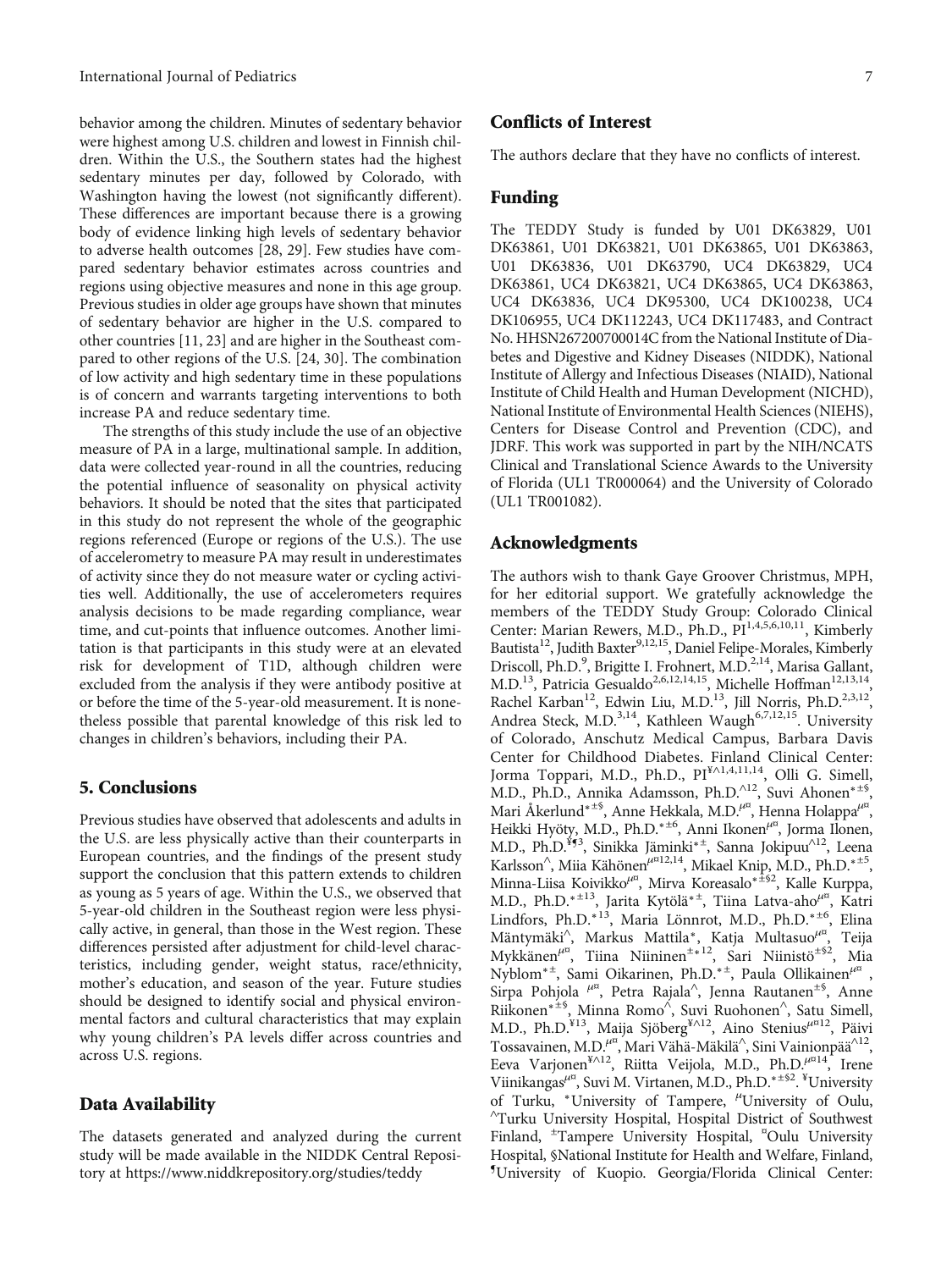behavior among the children. Minutes of sedentary behavior were highest among U.S. children and lowest in Finnish children. Within the U.S., the Southern states had the highest sedentary minutes per day, followed by Colorado, with Washington having the lowest (not significantly different). These differences are important because there is a growing body of evidence linking high levels of sedentary behavior to adverse health outcomes [28, 29]. Few studies have compared sedentary behavior estimates across countries and regions using objective measures and none in this age group. Previous studies in older age groups have shown that minutes of sedentary behavior are higher in the U.S. compared to other countries [11, 23] and are higher in the Southeast compared to other regions of the U.S. [24, 30]. The combination of low activity and high sedentary time in these populations is of concern and warrants targeting interventions to both increase PA and reduce sedentary time.

The strengths of this study include the use of an objective measure of PA in a large, multinational sample. In addition, data were collected year-round in all the countries, reducing the potential influence of seasonality on physical activity behaviors. It should be noted that the sites that participated in this study do not represent the whole of the geographic regions referenced (Europe or regions of the U.S.). The use of accelerometry to measure PA may result in underestimates of activity since they do not measure water or cycling activities well. Additionally, the use of accelerometers requires analysis decisions to be made regarding compliance, wear time, and cut-points that influence outcomes. Another limitation is that participants in this study were at an elevated risk for development of T1D, although children were excluded from the analysis if they were antibody positive at or before the time of the 5-year-old measurement. It is nonetheless possible that parental knowledge of this risk led to changes in children's behaviors, including their PA.

## 5. Conclusions

Previous studies have observed that adolescents and adults in the U.S. are less physically active than their counterparts in European countries, and the findings of the present study support the conclusion that this pattern extends to children as young as 5 years of age. Within the U.S., we observed that 5-year-old children in the Southeast region were less physically active, in general, than those in the West region. These differences persisted after adjustment for child-level characteristics, including gender, weight status, race/ethnicity, mother's education, and season of the year. Future studies should be designed to identify social and physical environmental factors and cultural characteristics that may explain why young children's PA levels differ across countries and across U.S. regions.

## Data Availability

The datasets generated and analyzed during the current study will be made available in the NIDDK Central Repository at https://www.niddkrepository.org/studies/teddy

## Conflicts of Interest

The authors declare that they have no conflicts of interest.

## Funding

The TEDDY Study is funded by U01 DK63829, U01 DK63861, U01 DK63821, U01 DK63865, U01 DK63863, U01 DK63836, U01 DK63790, UC4 DK63829, UC4 DK63861, UC4 DK63821, UC4 DK63865, UC4 DK63863, UC4 DK63836, UC4 DK95300, UC4 DK100238, UC4 DK106955, UC4 DK112243, UC4 DK117483, and Contract No. HHSN267200700014C from the National Institute of Diabetes and Digestive and Kidney Diseases (NIDDK), National Institute of Allergy and Infectious Diseases (NIAID), National Institute of Child Health and Human Development (NICHD), National Institute of Environmental Health Sciences (NIEHS), Centers for Disease Control and Prevention (CDC), and JDRF. This work was supported in part by the NIH/NCATS Clinical and Translational Science Awards to the University of Florida (UL1 TR000064) and the University of Colorado (UL1 TR001082).

## Acknowledgments

The authors wish to thank Gaye Groover Christmus, MPH, for her editorial support. We gratefully acknowledge the members of the TEDDY Study Group: Colorado Clinical Center: Marian Rewers, M.D., Ph.D., PI[1,4,5,6,10,11], Kimberly Bautista[12], Judith Baxter[9,12,15], Daniel Felipe-Morales, Kimberly Driscoll, Ph.D.[9], Brigitte I. Frohnert, M.D.[2,14], Marisa Gallant, M.D.[13], Patricia Gesualdo[2,6,12,14,15], Michelle Hoffman[12,13,14], Rachel Karban[12], Edwin Liu, M.D.[13], Jill Norris, Ph.D.[2,3,12], Andrea Steck, M.D.[3,14], Kathleen Waugh[6,7,12,15]. University of Colorado, Anschutz Medical Campus, Barbara Davis Center for Childhood Diabetes. Finland Clinical Center: Jorma Toppari, M.D., Ph.D., PI[¥^1,4,11,14], Olli G. Simell, M.D., Ph.D., Annika Adamsson, Ph.D.[^12], Suvi Ahonen[*±§], Mari Åkerlund[*±§], Anne Hekkala, M.D.[μ¤], Henna Holappa[μ¤], Heikki Hyöty, M.D., Ph.D.[*±6], Anni Ikonen[μ¤], Jorma Ilonen, M.D., Ph.D.[¥¶3], Sinikka Jäminki[*±], Sanna Jokipuu[^12], Leena Karlsson[^], Miia Kähönen[μ¤12,14], Mikael Knip, M.D., Ph.D.[*±5], Minna-Liisa Koivikko[μ¤], Mirva Koreasalo[*±§2], Kalle Kurppa, M.D., Ph.D.[*±13], Jarita Kytölä[*±], Tiina Latva-aho[μ¤], Katri Lindfors, Ph.D.[*13], Maria Lönnrot, M.D., Ph.D.[*±6], Elina Mäntymäki[^], Markus Mattila[*], Katja Multasuo[μ¤], Teija Mykkänen[μ¤], Tiina Niininen[±*12], Sari Niinistö[±§2], Mia Nyblom[*±], Sami Oikarinen, Ph.D.[*±], Paula Ollikainen[μ¤], Sirpa Pohjola [μ¤], Petra Rajala[^], Jenna Rautanen[±§], Anne Riikonen[*±§], Minna Romo[^], Suvi Ruohonen[^], Satu Simell, M.D., Ph.D.[¥13], Maija Sjöberg[¥^12], Aino Stenius[μ¤12], Päivi Tossavainen, M.D.[μ¤], Mari Vähä-Mäkilä[^], Sini Vainionpää[^12], Eeva Varjonen[¥^12], Riitta Veijola, M.D., Ph.D.[μ¤14], Irene Viinikangas[μ¤], Suvi M. Virtanen, M.D., Ph.D.[*±§2]. ¥University of Turku, *University of Tampere, μUniversity of Oulu, ^Turku University Hospital, Hospital District of Southwest Finland, ±Tampere University Hospital, ¤Oulu University Hospital, §National Institute for Health and Welfare, Finland, ¶University of Kuopio. Georgia/Florida Clinical Center: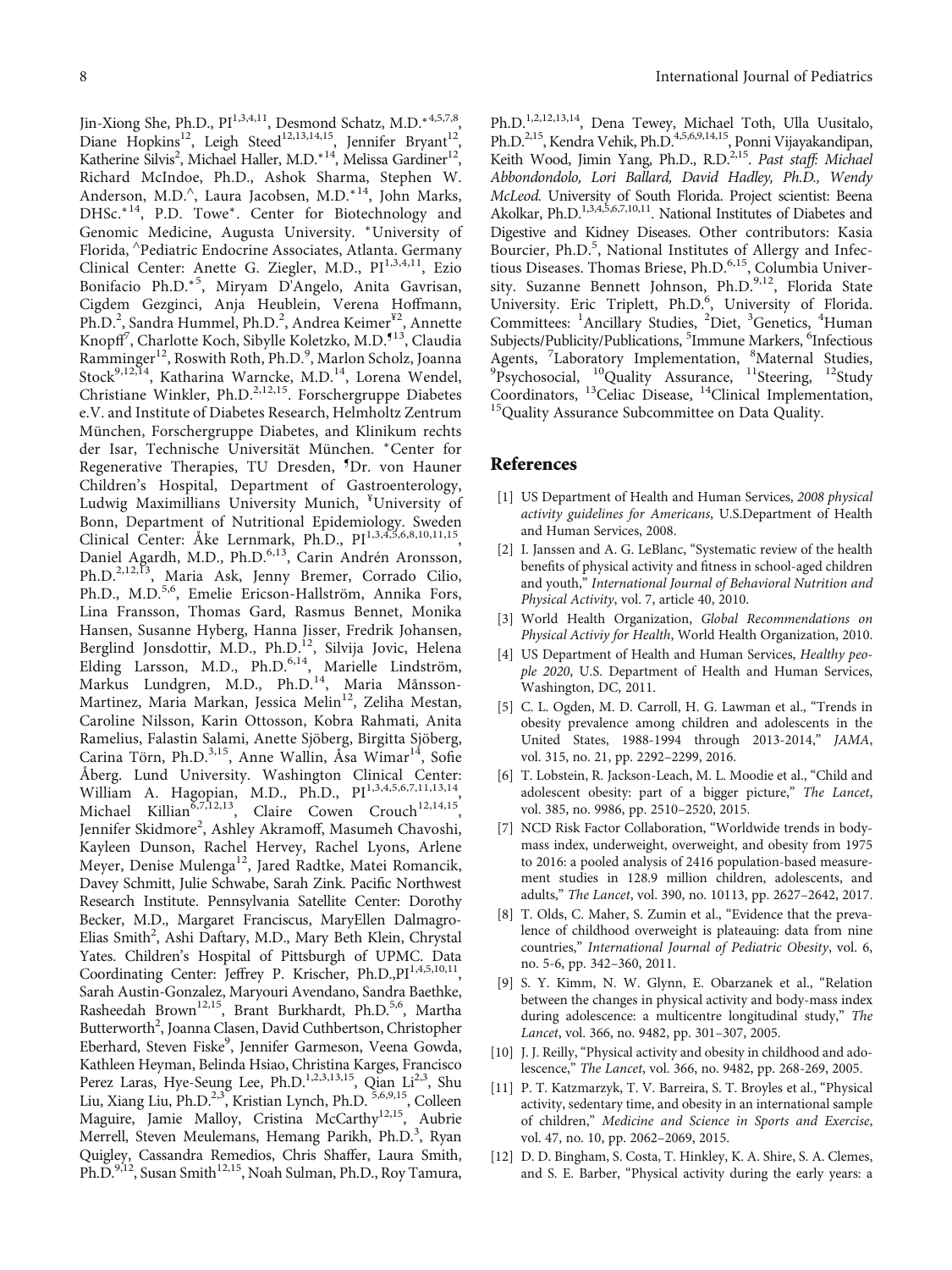Jin-Xiong She, Ph.D., PI[1,3,4,11], Desmond Schatz, M.D.*[4,5,7,8], Diane Hopkins[12], Leigh Steed[12,13,14,15], Jennifer Bryant[12], Katherine Silvis[2], Michael Haller, M.D.*[14], Melissa Gardiner[12], Richard McIndoe, Ph.D., Ashok Sharma, Stephen W. Anderson, M.D.^, Laura Jacobsen, M.D.*[14], John Marks, DHSc.*[14], P.D. Towe*. Center for Biotechnology and Genomic Medicine, Augusta University. *University of Florida, ^Pediatric Endocrine Associates, Atlanta. Germany Clinical Center: Anette G. Ziegler, M.D., PI[1,3,4,11], Ezio Bonifacio Ph.D.*[5], Miryam D'Angelo, Anita Gavrisan, Cigdem Gezginci, Anja Heublein, Verena Hoffmann, Ph.D.[2], Sandra Hummel, Ph.D.[2], Andrea Keimer[¥2], Annette Knopff[7], Charlotte Koch, Sibylle Koletzko, M.D.[¶13], Claudia Ramminger[12], Roswith Roth, Ph.D.[9], Marlon Scholz, Joanna Stock[9,12,14], Katharina Warncke, M.D.[14], Lorena Wendel, Christiane Winkler, Ph.D.[2,12,15]. Forschergruppe Diabetes e.V. and Institute of Diabetes Research, Helmholtz Zentrum München, Forschergruppe Diabetes, and Klinikum rechts der Isar, Technische Universität München. *Center for Regenerative Therapies, TU Dresden, ¶Dr. von Hauner Children's Hospital, Department of Gastroenterology, Ludwig Maximillians University Munich, ¥University of Bonn, Department of Nutritional Epidemiology. Sweden Clinical Center: Åke Lernmark, Ph.D., PI[1,3,4,5,6,8,10,11,15], Daniel Agardh, M.D., Ph.D.[6,13], Carin Andrén Aronsson, Ph.D.[2,12,13], Maria Ask, Jenny Bremer, Corrado Cilio, Ph.D., M.D.[5,6], Emelie Ericson-Hallström, Annika Fors, Lina Fransson, Thomas Gard, Rasmus Bennet, Monika Hansen, Susanne Hyberg, Hanna Jisser, Fredrik Johansen, Berglind Jonsdottir, M.D., Ph.D.[12], Silvija Jovic, Helena Elding Larsson, M.D., Ph.D.[6,14], Marielle Lindström, Markus Lundgren, M.D., Ph.D.[14], Maria Månsson-Martinez, Maria Markan, Jessica Melin[12], Zeliha Mestan, Caroline Nilsson, Karin Ottosson, Kobra Rahmati, Anita Ramelius, Falastin Salami, Anette Sjöberg, Birgitta Sjöberg, Carina Törn, Ph.D.[3,15], Anne Wallin, Åsa Wimar[14], Sofie Åberg. Lund University. Washington Clinical Center: William A. Hagopian, M.D., Ph.D., PI[1,3,4,5,6,7,11,13,14], Michael Killian[6,7,12,13], Claire Cowen Crouch[12,14,15], Jennifer Skidmore[2], Ashley Akramoff, Masumeh Chavoshi, Kayleen Dunson, Rachel Hervey, Rachel Lyons, Arlene Meyer, Denise Mulenga[12], Jared Radtke, Matei Romancik, Davey Schmitt, Julie Schwabe, Sarah Zink. Pacific Northwest Research Institute. Pennsylvania Satellite Center: Dorothy Becker, M.D., Margaret Franciscus, MaryEllen Dalmagro-Elias Smith[2], Ashi Daftary, M.D., Mary Beth Klein, Chrystal Yates. Children's Hospital of Pittsburgh of UPMC. Data Coordinating Center: Jeffrey P. Krischer, Ph.D.,PI[1,4,5,10,11], Sarah Austin-Gonzalez, Maryouri Avendano, Sandra Baethke, Rasheedah Brown[12,15], Brant Burkhardt, Ph.D.[5,6], Martha Butterworth[2], Joanna Clasen, David Cuthbertson, Christopher Eberhard, Steven Fiske[9], Jennifer Garmeson, Veena Gowda, Kathleen Heyman, Belinda Hsiao, Christina Karges, Francisco Perez Laras, Hye-Seung Lee, Ph.D.[1,2,3,13,15], Qian Li[2,3], Shu Liu, Xiang Liu, Ph.D.[2,3], Kristian Lynch, Ph.D. [5,6,9,15], Colleen Maguire, Jamie Malloy, Cristina McCarthy[12,15], Aubrie Merrell, Steven Meulemans, Hemang Parikh, Ph.D.[3], Ryan Quigley, Cassandra Remedios, Chris Shaffer, Laura Smith, Ph.D.[9,12], Susan Smith[12,15], Noah Sulman, Ph.D., Roy Tamura, Ph.D.[1,2,12,13,14], Dena Tewey, Michael Toth, Ulla Uusitalo, Ph.D.[2,15], Kendra Vehik, Ph.D.[4,5,6,9,14,15], Ponni Vijayakandipan, Keith Wood, Jimin Yang, Ph.D., R.D.[2,15]. *Past staff: Michael Abbondondolo, Lori Ballard, David Hadley, Ph.D., Wendy McLeod.* University of South Florida. Project scientist: Beena Akolkar, Ph.D.[1,3,4,5,6,7,10,11]. National Institutes of Diabetes and Digestive and Kidney Diseases. Other contributors: Kasia Bourcier, Ph.D.[5], National Institutes of Allergy and Infectious Diseases. Thomas Briese, Ph.D.[6,15], Columbia University. Suzanne Bennett Johnson, Ph.D.[9,12], Florida State University. Eric Triplett, Ph.D.[6], University of Florida. Committees: [1]Ancillary Studies, [2]Diet, [3]Genetics, [4]Human Subjects/Publicity/Publications, [5]Immune Markers, [6]Infectious Agents, [7]Laboratory Implementation, [8]Maternal Studies, [9]Psychosocial, [10]Quality Assurance, [11]Steering, [12]Study Coordinators, [13]Celiac Disease, [14]Clinical Implementation, [15]Quality Assurance Subcommittee on Data Quality.

## References

[1] US Department of Health and Human Services, *2008 physical activity guidelines for Americans*, U.S.Department of Health and Human Services, 2008.

[2] I. Janssen and A. G. LeBlanc, "Systematic review of the health benefits of physical activity and fitness in school-aged children and youth," *International Journal of Behavioral Nutrition and Physical Activity*, vol. 7, article 40, 2010.

[3] World Health Organization, *Global Recommendations on Physical Activiy for Health*, World Health Organization, 2010.

[4] US Department of Health and Human Services, *Healthy people 2020*, U.S. Department of Health and Human Services, Washington, DC, 2011.

[5] C. L. Ogden, M. D. Carroll, H. G. Lawman et al., "Trends in obesity prevalence among children and adolescents in the United States, 1988-1994 through 2013-2014," *JAMA*, vol. 315, no. 21, pp. 2292–2299, 2016.

[6] T. Lobstein, R. Jackson-Leach, M. L. Moodie et al., "Child and adolescent obesity: part of a bigger picture," *The Lancet*, vol. 385, no. 9986, pp. 2510–2520, 2015.

[7] NCD Risk Factor Collaboration, "Worldwide trends in body-mass index, underweight, overweight, and obesity from 1975 to 2016: a pooled analysis of 2416 population-based measurement studies in 128.9 million children, adolescents, and adults," *The Lancet*, vol. 390, no. 10113, pp. 2627–2642, 2017.

[8] T. Olds, C. Maher, S. Zumin et al., "Evidence that the prevalence of childhood overweight is plateauing: data from nine countries," *International Journal of Pediatric Obesity*, vol. 6, no. 5-6, pp. 342–360, 2011.

[9] S. Y. Kimm, N. W. Glynn, E. Obarzanek et al., "Relation between the changes in physical activity and body-mass index during adolescence: a multicentre longitudinal study," *The Lancet*, vol. 366, no. 9482, pp. 301–307, 2005.

[10] J. J. Reilly, "Physical activity and obesity in childhood and adolescence," *The Lancet*, vol. 366, no. 9482, pp. 268-269, 2005.

[11] P. T. Katzmarzyk, T. V. Barreira, S. T. Broyles et al., "Physical activity, sedentary time, and obesity in an international sample of children," *Medicine and Science in Sports and Exercise*, vol. 47, no. 10, pp. 2062–2069, 2015.

[12] D. D. Bingham, S. Costa, T. Hinkley, K. A. Shire, S. A. Clemes, and S. E. Barber, "Physical activity during the early years: a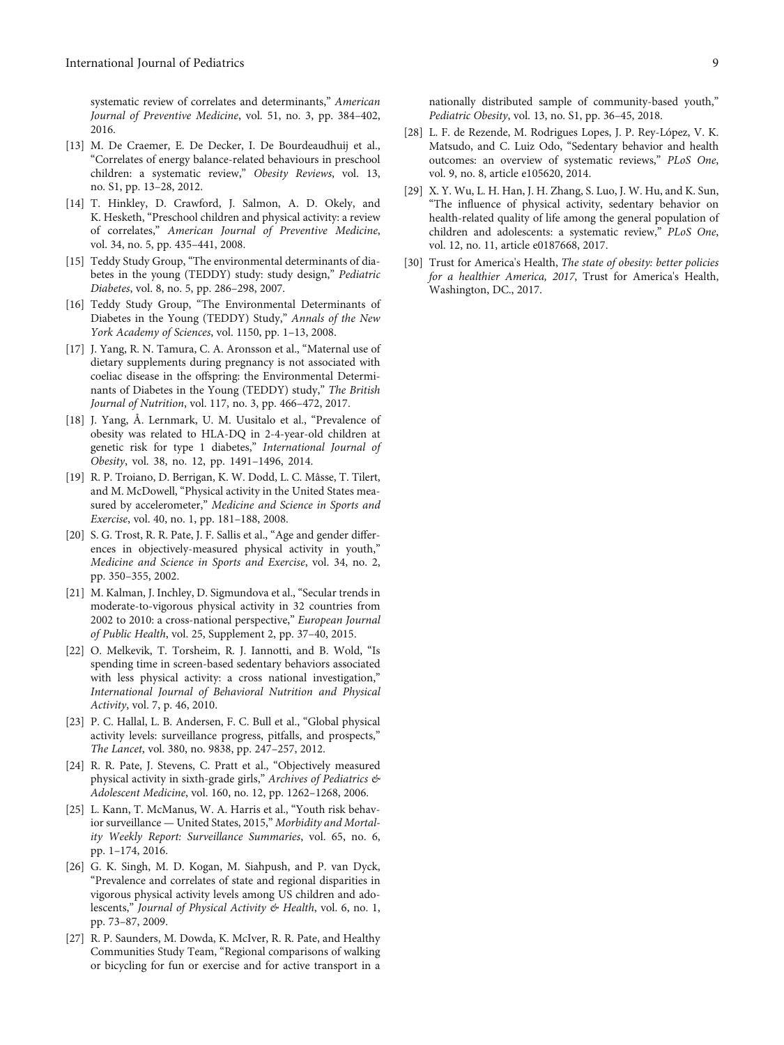systematic review of correlates and determinants," *American Journal of Preventive Medicine*, vol. 51, no. 3, pp. 384–402, 2016.

[13] M. De Craemer, E. De Decker, I. De Bourdeaudhuij et al., "Correlates of energy balance-related behaviours in preschool children: a systematic review," *Obesity Reviews*, vol. 13, no. S1, pp. 13–28, 2012.

[14] T. Hinkley, D. Crawford, J. Salmon, A. D. Okely, and K. Hesketh, "Preschool children and physical activity: a review of correlates," *American Journal of Preventive Medicine*, vol. 34, no. 5, pp. 435–441, 2008.

[15] Teddy Study Group, "The environmental determinants of diabetes in the young (TEDDY) study: study design," *Pediatric Diabetes*, vol. 8, no. 5, pp. 286–298, 2007.

[16] Teddy Study Group, "The Environmental Determinants of Diabetes in the Young (TEDDY) Study," *Annals of the New York Academy of Sciences*, vol. 1150, pp. 1–13, 2008.

[17] J. Yang, R. N. Tamura, C. A. Aronsson et al., "Maternal use of dietary supplements during pregnancy is not associated with coeliac disease in the offspring: the Environmental Determinants of Diabetes in the Young (TEDDY) study," *The British Journal of Nutrition*, vol. 117, no. 3, pp. 466–472, 2017.

[18] J. Yang, Å. Lernmark, U. M. Uusitalo et al., "Prevalence of obesity was related to HLA-DQ in 2-4-year-old children at genetic risk for type 1 diabetes," *International Journal of Obesity*, vol. 38, no. 12, pp. 1491–1496, 2014.

[19] R. P. Troiano, D. Berrigan, K. W. Dodd, L. C. Mâsse, T. Tilert, and M. McDowell, "Physical activity in the United States measured by accelerometer," *Medicine and Science in Sports and Exercise*, vol. 40, no. 1, pp. 181–188, 2008.

[20] S. G. Trost, R. R. Pate, J. F. Sallis et al., "Age and gender differences in objectively-measured physical activity in youth," *Medicine and Science in Sports and Exercise*, vol. 34, no. 2, pp. 350–355, 2002.

[21] M. Kalman, J. Inchley, D. Sigmundova et al., "Secular trends in moderate-to-vigorous physical activity in 32 countries from 2002 to 2010: a cross-national perspective," *European Journal of Public Health*, vol. 25, Supplement 2, pp. 37–40, 2015.

[22] O. Melkevik, T. Torsheim, R. J. Iannotti, and B. Wold, "Is spending time in screen-based sedentary behaviors associated with less physical activity: a cross national investigation," *International Journal of Behavioral Nutrition and Physical Activity*, vol. 7, p. 46, 2010.

[23] P. C. Hallal, L. B. Andersen, F. C. Bull et al., "Global physical activity levels: surveillance progress, pitfalls, and prospects," *The Lancet*, vol. 380, no. 9838, pp. 247–257, 2012.

[24] R. R. Pate, J. Stevens, C. Pratt et al., "Objectively measured physical activity in sixth-grade girls," *Archives of Pediatrics & Adolescent Medicine*, vol. 160, no. 12, pp. 1262–1268, 2006.

[25] L. Kann, T. McManus, W. A. Harris et al., "Youth risk behavior surveillance — United States, 2015," *Morbidity and Mortality Weekly Report: Surveillance Summaries*, vol. 65, no. 6, pp. 1–174, 2016.

[26] G. K. Singh, M. D. Kogan, M. Siahpush, and P. van Dyck, "Prevalence and correlates of state and regional disparities in vigorous physical activity levels among US children and adolescents," *Journal of Physical Activity & Health*, vol. 6, no. 1, pp. 73–87, 2009.

[27] R. P. Saunders, M. Dowda, K. McIver, R. R. Pate, and Healthy Communities Study Team, "Regional comparisons of walking or bicycling for fun or exercise and for active transport in a nationally distributed sample of community-based youth," *Pediatric Obesity*, vol. 13, no. S1, pp. 36–45, 2018.

[28] L. F. de Rezende, M. Rodrigues Lopes, J. P. Rey-López, V. K. Matsudo, and C. Luiz Odo, "Sedentary behavior and health outcomes: an overview of systematic reviews," *PLoS One*, vol. 9, no. 8, article e105620, 2014.

[29] X. Y. Wu, L. H. Han, J. H. Zhang, S. Luo, J. W. Hu, and K. Sun, "The influence of physical activity, sedentary behavior on health-related quality of life among the general population of children and adolescents: a systematic review," *PLoS One*, vol. 12, no. 11, article e0187668, 2017.

[30] Trust for America's Health, *The state of obesity: better policies for a healthier America, 2017*, Trust for America's Health, Washington, DC., 2017.